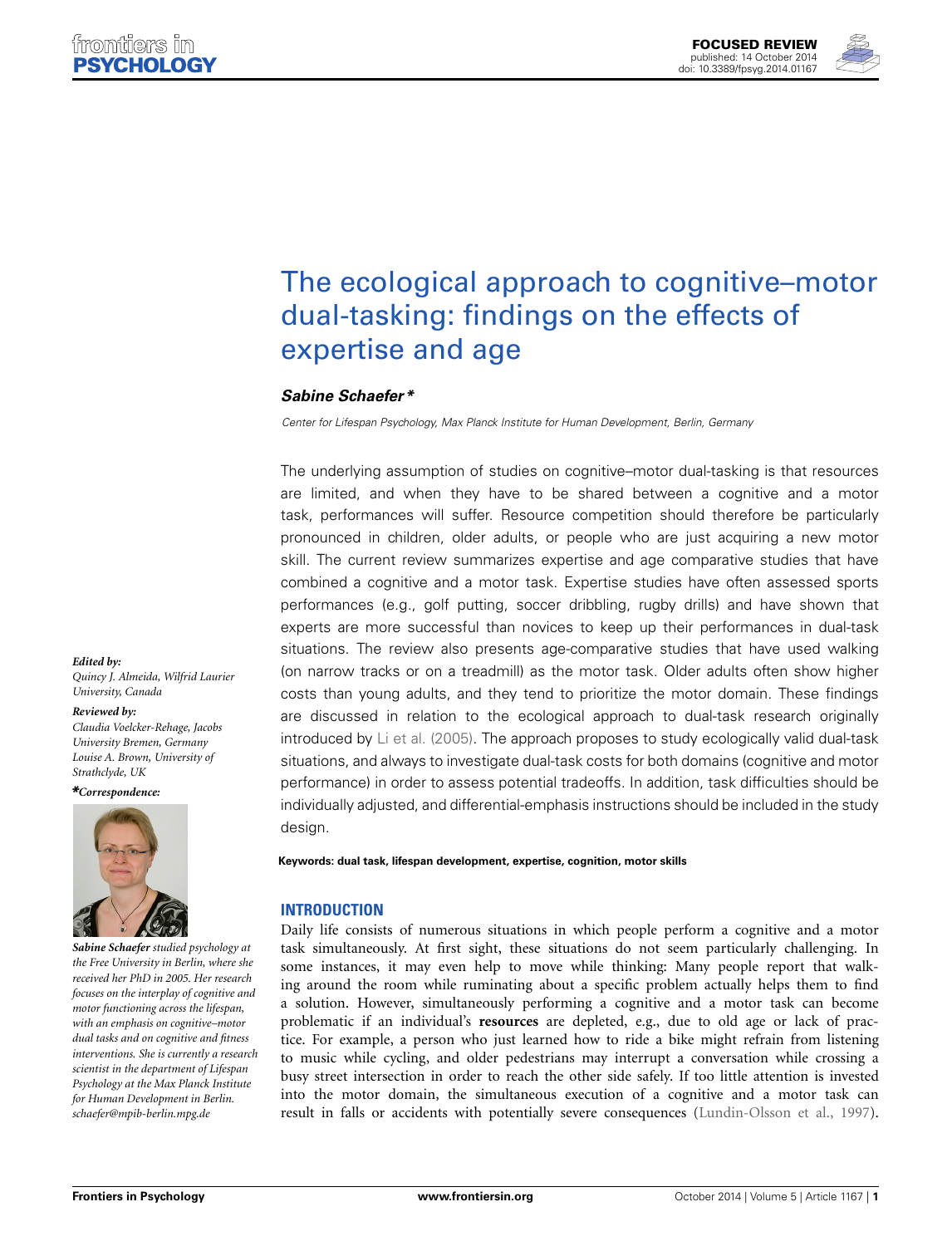# The ecological approach to cognitive–motor dual-tasking: findings on the effects of expertise and age

**Sabine Schaefer***

*Center for Lifespan Psychology, Max Planck Institute for Human Development, Berlin, Germany*

The underlying assumption of studies on cognitive–motor dual-tasking is that resources are limited, and when they have to be shared between a cognitive and a motor task, performances will suffer. Resource competition should therefore be particularly pronounced in children, older adults, or people who are just acquiring a new motor skill. The current review summarizes expertise and age comparative studies that have combined a cognitive and a motor task. Expertise studies have often assessed sports performances (e.g., golf putting, soccer dribbling, rugby drills) and have shown that experts are more successful than novices to keep up their performances in dual-task situations. The review also presents age-comparative studies that have used walking (on narrow tracks or on a treadmill) as the motor task. Older adults often show higher costs than young adults, and they tend to prioritize the motor domain. These findings are discussed in relation to the ecological approach to dual-task research originally introduced by Li et al. (2005). The approach proposes to study ecologically valid dual-task situations, and always to investigate dual-task costs for both domains (cognitive and motor performance) in order to assess potential tradeoffs. In addition, task difficulties should be individually adjusted, and differential-emphasis instructions should be included in the study design.

**Keywords: dual task, lifespan development, expertise, cognition, motor skills**

***Edited by:***
*Quincy J. Almeida, Wilfrid Laurier University, Canada*

***Reviewed by:***
*Claudia Voelcker-Rehage, Jacobs University Bremen, Germany*
*Louise A. Brown, University of Strathclyde, UK*

***\*Correspondence:***

***Sabine Schaefer*** *studied psychology at the Free University in Berlin, where she received her PhD in 2005. Her research focuses on the interplay of cognitive and motor functioning across the lifespan, with an emphasis on cognitive–motor dual tasks and on cognitive and fitness interventions. She is currently a research scientist in the department of Lifespan Psychology at the Max Planck Institute for Human Development in Berlin.*
*schaefer@mpib-berlin.mpg.de*

## INTRODUCTION

Daily life consists of numerous situations in which people perform a cognitive and a motor task simultaneously. At first sight, these situations do not seem particularly challenging. In some instances, it may even help to move while thinking: Many people report that walking around the room while ruminating about a specific problem actually helps them to find a solution. However, simultaneously performing a cognitive and a motor task can become problematic if an individual's **resources** are depleted, e.g., due to old age or lack of practice. For example, a person who just learned how to ride a bike might refrain from listening to music while cycling, and older pedestrians may interrupt a conversation while crossing a busy street intersection in order to reach the other side safely. If too little attention is invested into the motor domain, the simultaneous execution of a cognitive and a motor task can result in falls or accidents with potentially severe consequences (Lundin-Olsson et al., 1997).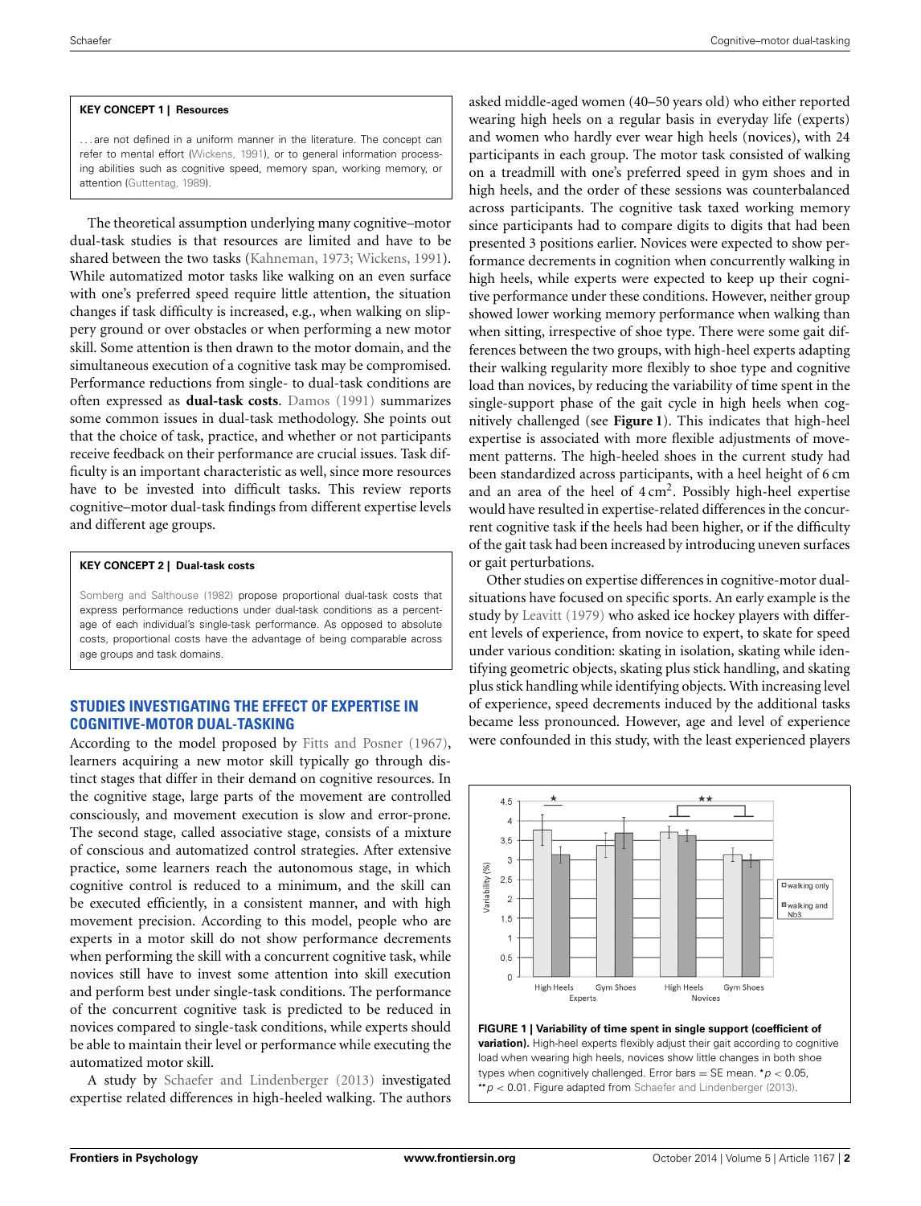**KEY CONCEPT 1 | Resources**

. . . are not defined in a uniform manner in the literature. The concept can refer to mental effort (Wickens, 1991), or to general information processing abilities such as cognitive speed, memory span, working memory, or attention (Guttentag, 1989).

The theoretical assumption underlying many cognitive–motor dual-task studies is that resources are limited and have to be shared between the two tasks (Kahneman, 1973; Wickens, 1991). While automatized motor tasks like walking on an even surface with one's preferred speed require little attention, the situation changes if task difficulty is increased, e.g., when walking on slippery ground or over obstacles or when performing a new motor skill. Some attention is then drawn to the motor domain, and the simultaneous execution of a cognitive task may be compromised. Performance reductions from single- to dual-task conditions are often expressed as **dual-task costs**. Damos (1991) summarizes some common issues in dual-task methodology. She points out that the choice of task, practice, and whether or not participants receive feedback on their performance are crucial issues. Task difficulty is an important characteristic as well, since more resources have to be invested into difficult tasks. This review reports cognitive–motor dual-task findings from different expertise levels and different age groups.

**KEY CONCEPT 2 | Dual-task costs**

Somberg and Salthouse (1982) propose proportional dual-task costs that express performance reductions under dual-task conditions as a percentage of each individual's single-task performance. As opposed to absolute costs, proportional costs have the advantage of being comparable across age groups and task domains.

## STUDIES INVESTIGATING THE EFFECT OF EXPERTISE IN COGNITIVE-MOTOR DUAL-TASKING

According to the model proposed by Fitts and Posner (1967), learners acquiring a new motor skill typically go through distinct stages that differ in their demand on cognitive resources. In the cognitive stage, large parts of the movement are controlled consciously, and movement execution is slow and error-prone. The second stage, called associative stage, consists of a mixture of conscious and automatized control strategies. After extensive practice, some learners reach the autonomous stage, in which cognitive control is reduced to a minimum, and the skill can be executed efficiently, in a consistent manner, and with high movement precision. According to this model, people who are experts in a motor skill do not show performance decrements when performing the skill with a concurrent cognitive task, while novices still have to invest some attention into skill execution and perform best under single-task conditions. The performance of the concurrent cognitive task is predicted to be reduced in novices compared to single-task conditions, while experts should be able to maintain their level or performance while executing the automatized motor skill.

A study by Schaefer and Lindenberger (2013) investigated expertise related differences in high-heeled walking. The authors asked middle-aged women (40–50 years old) who either reported wearing high heels on a regular basis in everyday life (experts) and women who hardly ever wear high heels (novices), with 24 participants in each group. The motor task consisted of walking on a treadmill with one's preferred speed in gym shoes and in high heels, and the order of these sessions was counterbalanced across participants. The cognitive task taxed working memory since participants had to compare digits to digits that had been presented 3 positions earlier. Novices were expected to show performance decrements in cognition when concurrently walking in high heels, while experts were expected to keep up their cognitive performance under these conditions. However, neither group showed lower working memory performance when walking than when sitting, irrespective of shoe type. There were some gait differences between the two groups, with high-heel experts adapting their walking regularity more flexibly to shoe type and cognitive load than novices, by reducing the variability of time spent in the single-support phase of the gait cycle in high heels when cognitively challenged (see **Figure 1**). This indicates that high-heel expertise is associated with more flexible adjustments of movement patterns. The high-heeled shoes in the current study had been standardized across participants, with a heel height of 6 cm and an area of the heel of 4 $cm^2$. Possibly high-heel expertise would have resulted in expertise-related differences in the concurrent cognitive task if the heels had been higher, or if the difficulty of the gait task had been increased by introducing uneven surfaces or gait perturbations.

Other studies on expertise differences in cognitive-motor dual-situations have focused on specific sports. An early example is the study by Leavitt (1979) who asked ice hockey players with different levels of experience, from novice to expert, to skate for speed under various condition: skating in isolation, skating while identifying geometric objects, skating plus stick handling, and skating plus stick handling while identifying objects. With increasing level of experience, speed decrements induced by the additional tasks became less pronounced. However, age and level of experience were confounded in this study, with the least experienced players

**FIGURE 1 | Variability of time spent in single support (coefficient of variation).** High-heel experts flexibly adjust their gait according to cognitive load when wearing high heels, novices show little changes in both shoe types when cognitively challenged. Error bars = SE mean. $^{*}p < 0.05$, $^{**}p < 0.01$. Figure adapted from Schaefer and Lindenberger (2013).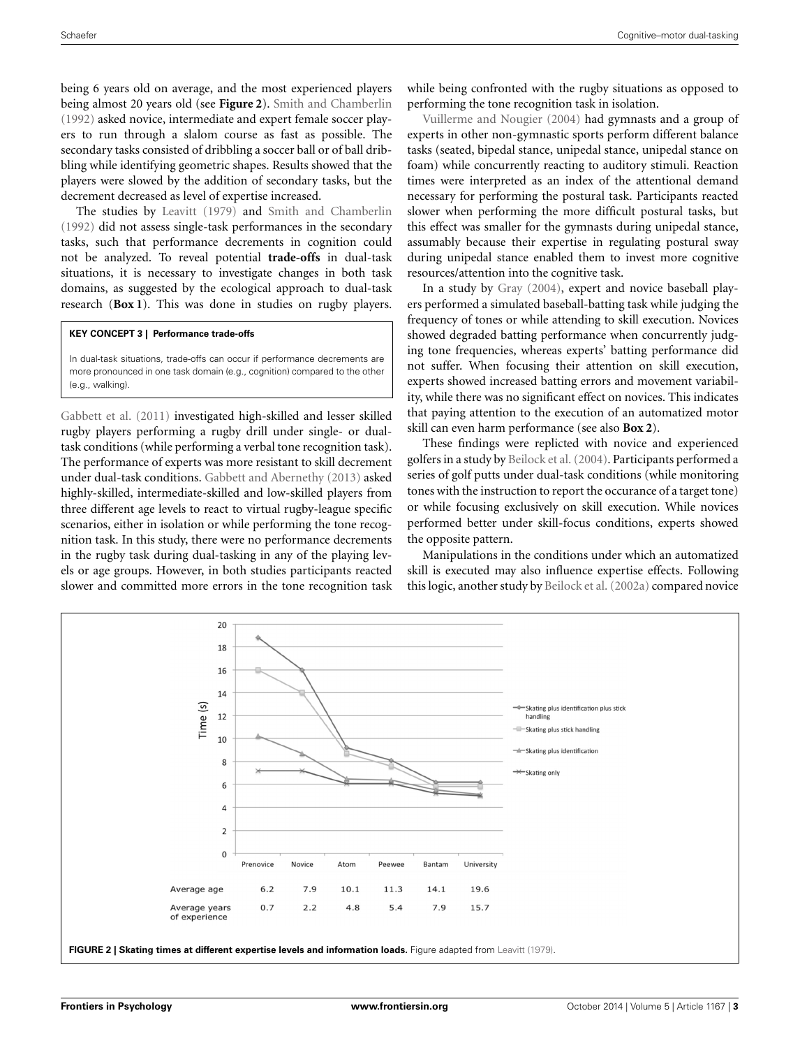being 6 years old on average, and the most experienced players being almost 20 years old (see **Figure 2**). Smith and Chamberlin (1992) asked novice, intermediate and expert female soccer players to run through a slalom course as fast as possible. The secondary tasks consisted of dribbling a soccer ball or of ball dribbling while identifying geometric shapes. Results showed that the players were slowed by the addition of secondary tasks, but the decrement decreased as level of expertise increased.

The studies by Leavitt (1979) and Smith and Chamberlin (1992) did not assess single-task performances in the secondary tasks, such that performance decrements in cognition could not be analyzed. To reveal potential **trade-offs** in dual-task situations, it is necessary to investigate changes in both task domains, as suggested by the ecological approach to dual-task research (**Box 1**). This was done in studies on rugby players.

> **KEY CONCEPT 3 | Performance trade-offs**
>
> In dual-task situations, trade-offs can occur if performance decrements are more pronounced in one task domain (e.g., cognition) compared to the other (e.g., walking).

Gabbett et al. (2011) investigated high-skilled and lesser skilled rugby players performing a rugby drill under single- or dual-task conditions (while performing a verbal tone recognition task). The performance of experts was more resistant to skill decrement under dual-task conditions. Gabbett and Abernethy (2013) asked highly-skilled, intermediate-skilled and low-skilled players from three different age levels to react to virtual rugby-league specific scenarios, either in isolation or while performing the tone recognition task. In this study, there were no performance decrements in the rugby task during dual-tasking in any of the playing levels or age groups. However, in both studies participants reacted slower and committed more errors in the tone recognition task while being confronted with the rugby situations as opposed to performing the tone recognition task in isolation.

Vuillerme and Nougier (2004) had gymnasts and a group of experts in other non-gymnastic sports perform different balance tasks (seated, bipedal stance, unipedal stance, unipedal stance on foam) while concurrently reacting to auditory stimuli. Reaction times were interpreted as an index of the attentional demand necessary for performing the postural task. Participants reacted slower when performing the more difficult postural tasks, but this effect was smaller for the gymnasts during unipedal stance, assumably because their expertise in regulating postural sway during unipedal stance enabled them to invest more cognitive resources/attention into the cognitive task.

In a study by Gray (2004), expert and novice baseball players performed a simulated baseball-batting task while judging the frequency of tones or while attending to skill execution. Novices showed degraded batting performance when concurrently judging tone frequencies, whereas experts' batting performance did not suffer. When focusing their attention on skill execution, experts showed increased batting errors and movement variability, while there was no significant effect on novices. This indicates that paying attention to the execution of an automatized motor skill can even harm performance (see also **Box 2**).

These findings were replicted with novice and experienced golfers in a study by Beilock et al. (2004). Participants performed a series of golf putts under dual-task conditions (while monitoring tones with the instruction to report the occurance of a target tone) or while focusing exclusively on skill execution. While novices performed better under skill-focus conditions, experts showed the opposite pattern.

Manipulations in the conditions under which an automatized skill is executed may also influence expertise effects. Following this logic, another study by Beilock et al. (2002a) compared novice

**FIGURE 2 | Skating times at different expertise levels and information loads.** Figure adapted from Leavitt (1979).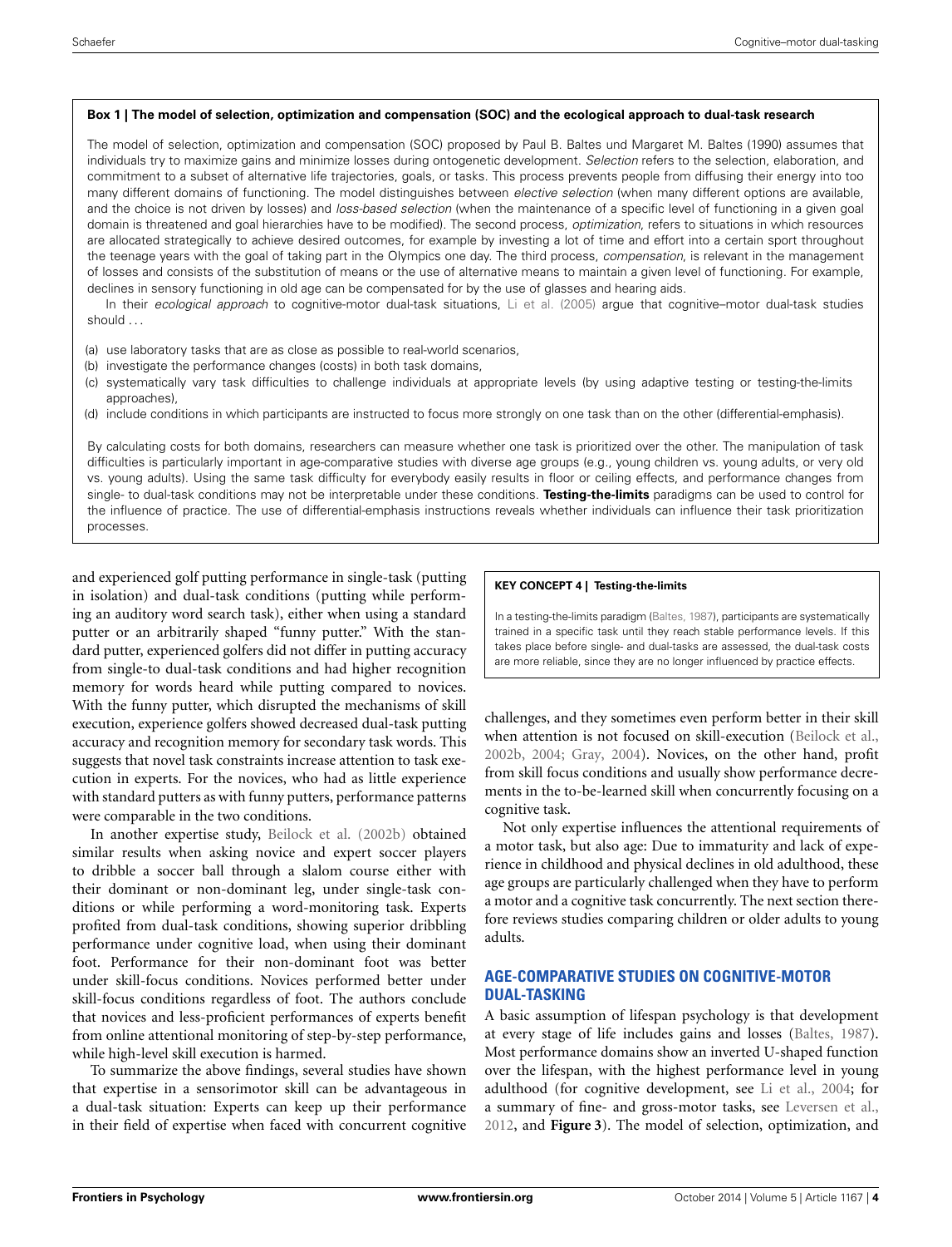**Box 1 | The model of selection, optimization and compensation (SOC) and the ecological approach to dual-task research**

The model of selection, optimization and compensation (SOC) proposed by Paul B. Baltes und Margaret M. Baltes (1990) assumes that individuals try to maximize gains and minimize losses during ontogenetic development. *Selection* refers to the selection, elaboration, and commitment to a subset of alternative life trajectories, goals, or tasks. This process prevents people from diffusing their energy into too many different domains of functioning. The model distinguishes between *elective selection* (when many different options are available, and the choice is not driven by losses) and *loss-based selection* (when the maintenance of a specific level of functioning in a given goal domain is threatened and goal hierarchies have to be modified). The second process, *optimization*, refers to situations in which resources are allocated strategically to achieve desired outcomes, for example by investing a lot of time and effort into a certain sport throughout the teenage years with the goal of taking part in the Olympics one day. The third process, *compensation*, is relevant in the management of losses and consists of the substitution of means or the use of alternative means to maintain a given level of functioning. For example, declines in sensory functioning in old age can be compensated for by the use of glasses and hearing aids.

In their *ecological approach* to cognitive-motor dual-task situations, Li et al. (2005) argue that cognitive–motor dual-task studies should . . .

(a) use laboratory tasks that are as close as possible to real-world scenarios,
(b) investigate the performance changes (costs) in both task domains,
(c) systematically vary task difficulties to challenge individuals at appropriate levels (by using adaptive testing or testing-the-limits approaches),
(d) include conditions in which participants are instructed to focus more strongly on one task than on the other (differential-emphasis).

By calculating costs for both domains, researchers can measure whether one task is prioritized over the other. The manipulation of task difficulties is particularly important in age-comparative studies with diverse age groups (e.g., young children vs. young adults, or very old vs. young adults). Using the same task difficulty for everybody easily results in floor or ceiling effects, and performance changes from single- to dual-task conditions may not be interpretable under these conditions. **Testing-the-limits** paradigms can be used to control for the influence of practice. The use of differential-emphasis instructions reveals whether individuals can influence their task prioritization processes.

and experienced golf putting performance in single-task (putting in isolation) and dual-task conditions (putting while performing an auditory word search task), either when using a standard putter or an arbitrarily shaped "funny putter." With the standard putter, experienced golfers did not differ in putting accuracy from single-to dual-task conditions and had higher recognition memory for words heard while putting compared to novices. With the funny putter, which disrupted the mechanisms of skill execution, experience golfers showed decreased dual-task putting accuracy and recognition memory for secondary task words. This suggests that novel task constraints increase attention to task execution in experts. For the novices, who had as little experience with standard putters as with funny putters, performance patterns were comparable in the two conditions.

In another expertise study, Beilock et al. (2002b) obtained similar results when asking novice and expert soccer players to dribble a soccer ball through a slalom course either with their dominant or non-dominant leg, under single-task conditions or while performing a word-monitoring task. Experts profited from dual-task conditions, showing superior dribbling performance under cognitive load, when using their dominant foot. Performance for their non-dominant foot was better under skill-focus conditions. Novices performed better under skill-focus conditions regardless of foot. The authors conclude that novices and less-proficient performances of experts benefit from online attentional monitoring of step-by-step performance, while high-level skill execution is harmed.

To summarize the above findings, several studies have shown that expertise in a sensorimotor skill can be advantageous in a dual-task situation: Experts can keep up their performance in their field of expertise when faced with concurrent cognitive challenges, and they sometimes even perform better in their skill when attention is not focused on skill-execution (Beilock et al., 2002b, 2004; Gray, 2004). Novices, on the other hand, profit from skill focus conditions and usually show performance decrements in the to-be-learned skill when concurrently focusing on a cognitive task.

**KEY CONCEPT 4 | Testing-the-limits**

In a testing-the-limits paradigm (Baltes, 1987), participants are systematically trained in a specific task until they reach stable performance levels. If this takes place before single- and dual-tasks are assessed, the dual-task costs are more reliable, since they are no longer influenced by practice effects.

Not only expertise influences the attentional requirements of a motor task, but also age: Due to immaturity and lack of experience in childhood and physical declines in old adulthood, these age groups are particularly challenged when they have to perform a motor and a cognitive task concurrently. The next section therefore reviews studies comparing children or older adults to young adults.

## AGE-COMPARATIVE STUDIES ON COGNITIVE-MOTOR DUAL-TASKING

A basic assumption of lifespan psychology is that development at every stage of life includes gains and losses (Baltes, 1987). Most performance domains show an inverted U-shaped function over the lifespan, with the highest performance level in young adulthood (for cognitive development, see Li et al., 2004; for a summary of fine- and gross-motor tasks, see Leversen et al., 2012, and **Figure 3**). The model of selection, optimization, and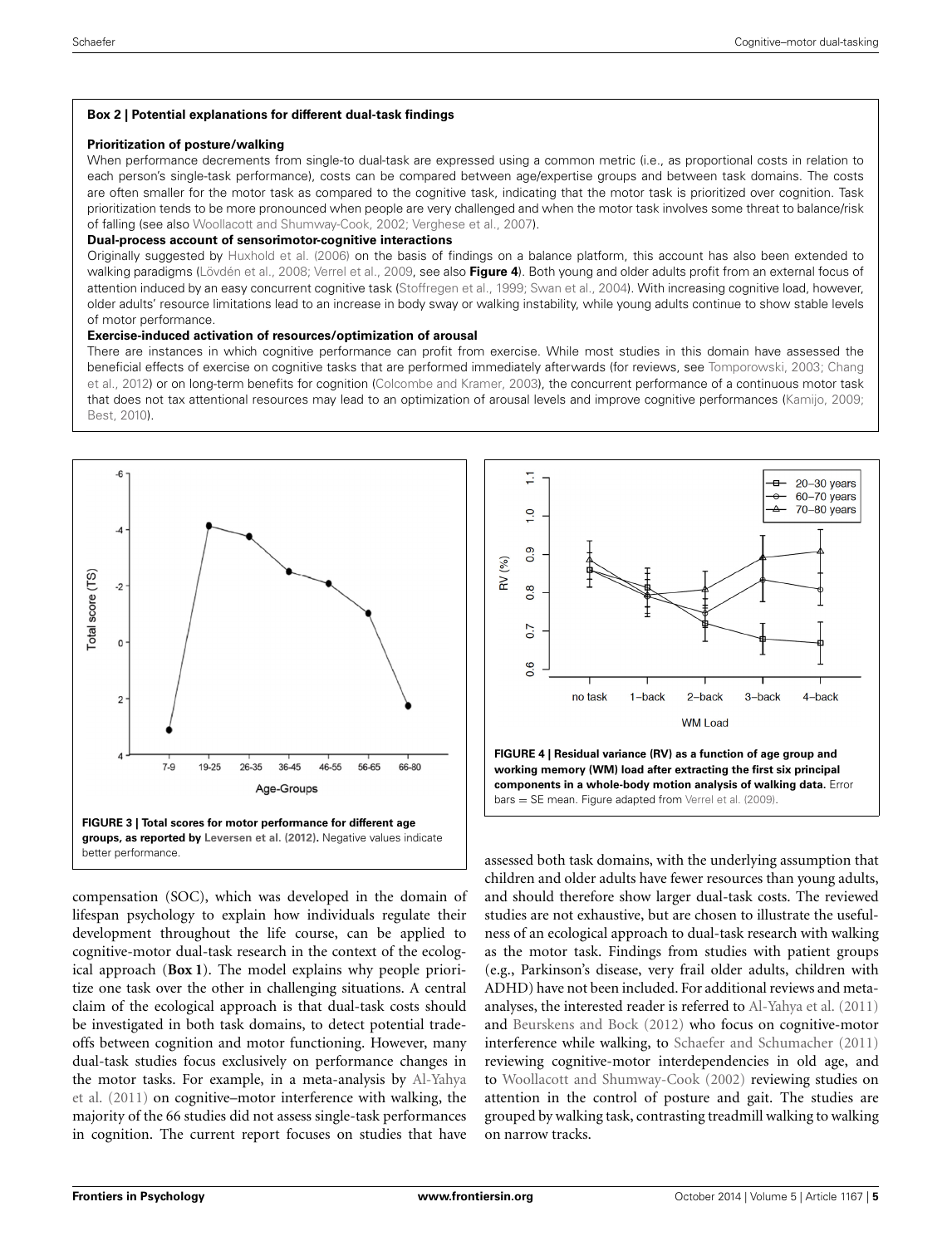**Box 2 | Potential explanations for different dual-task findings**

**Prioritization of posture/walking**

When performance decrements from single-to dual-task are expressed using a common metric (i.e., as proportional costs in relation to each person's single-task performance), costs can be compared between age/expertise groups and between task domains. The costs are often smaller for the motor task as compared to the cognitive task, indicating that the motor task is prioritized over cognition. Task prioritization tends to be more pronounced when people are very challenged and when the motor task involves some threat to balance/risk of falling (see also Woollacott and Shumway-Cook, 2002; Verghese et al., 2007).

**Dual-process account of sensorimotor-cognitive interactions**

Originally suggested by Huxhold et al. (2006) on the basis of findings on a balance platform, this account has also been extended to walking paradigms (Lövdén et al., 2008; Verrel et al., 2009, see also **Figure 4**). Both young and older adults profit from an external focus of attention induced by an easy concurrent cognitive task (Stoffregen et al., 1999; Swan et al., 2004). With increasing cognitive load, however, older adults' resource limitations lead to an increase in body sway or walking instability, while young adults continue to show stable levels of motor performance.

**Exercise-induced activation of resources/optimization of arousal**

There are instances in which cognitive performance can profit from exercise. While most studies in this domain have assessed the beneficial effects of exercise on cognitive tasks that are performed immediately afterwards (for reviews, see Tomporowski, 2003; Chang et al., 2012) or on long-term benefits for cognition (Colcombe and Kramer, 2003), the concurrent performance of a continuous motor task that does not tax attentional resources may lead to an optimization of arousal levels and improve cognitive performances (Kamijo, 2009; Best, 2010).

**FIGURE 3 | Total scores for motor performance for different age groups, as reported by Leversen et al. (2012).** Negative values indicate better performance.

**FIGURE 4 | Residual variance (RV) as a function of age group and working memory (WM) load after extracting the first six principal components in a whole-body motion analysis of walking data.** Error bars = SE mean. Figure adapted from Verrel et al. (2009).

compensation (SOC), which was developed in the domain of lifespan psychology to explain how individuals regulate their development throughout the life course, can be applied to cognitive-motor dual-task research in the context of the ecological approach (**Box 1**). The model explains why people prioritize one task over the other in challenging situations. A central claim of the ecological approach is that dual-task costs should be investigated in both task domains, to detect potential tradeoffs between cognition and motor functioning. However, many dual-task studies focus exclusively on performance changes in the motor tasks. For example, in a meta-analysis by Al-Yahya et al. (2011) on cognitive–motor interference with walking, the majority of the 66 studies did not assess single-task performances in cognition. The current report focuses on studies that have assessed both task domains, with the underlying assumption that children and older adults have fewer resources than young adults, and should therefore show larger dual-task costs. The reviewed studies are not exhaustive, but are chosen to illustrate the usefulness of an ecological approach to dual-task research with walking as the motor task. Findings from studies with patient groups (e.g., Parkinson's disease, very frail older adults, children with ADHD) have not been included. For additional reviews and meta-analyses, the interested reader is referred to Al-Yahya et al. (2011) and Beurskens and Bock (2012) who focus on cognitive-motor interference while walking, to Schaefer and Schumacher (2011) reviewing cognitive-motor interdependencies in old age, and to Woollacott and Shumway-Cook (2002) reviewing studies on attention in the control of posture and gait. The studies are grouped by walking task, contrasting treadmill walking to walking on narrow tracks.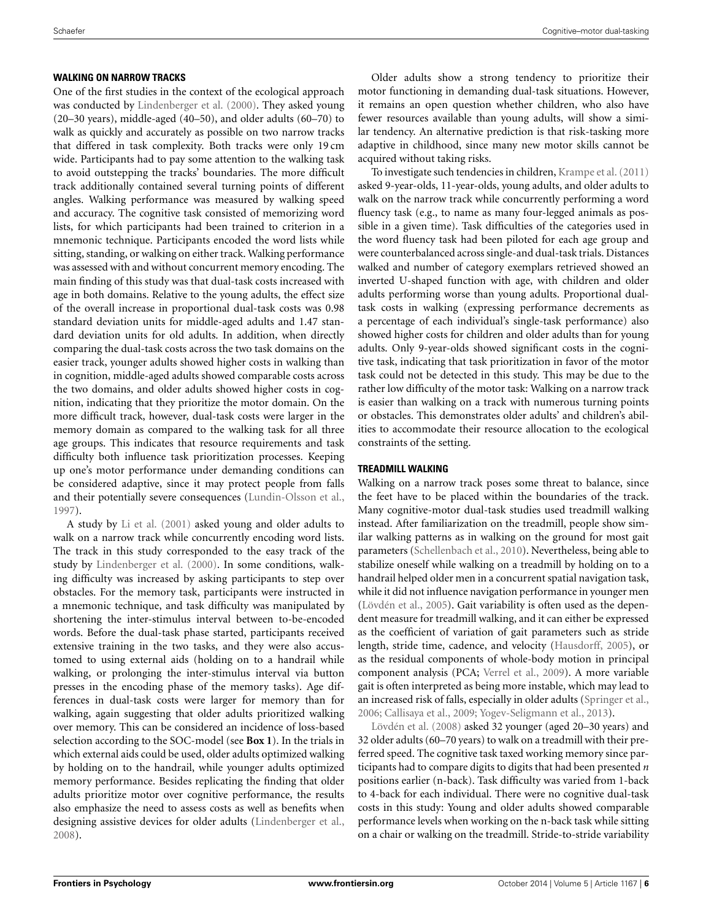### WALKING ON NARROW TRACKS

One of the first studies in the context of the ecological approach was conducted by Lindenberger et al. (2000). They asked young (20–30 years), middle-aged (40–50), and older adults (60–70) to walk as quickly and accurately as possible on two narrow tracks that differed in task complexity. Both tracks were only 19 cm wide. Participants had to pay some attention to the walking task to avoid outstepping the tracks' boundaries. The more difficult track additionally contained several turning points of different angles. Walking performance was measured by walking speed and accuracy. The cognitive task consisted of memorizing word lists, for which participants had been trained to criterion in a mnemonic technique. Participants encoded the word lists while sitting, standing, or walking on either track. Walking performance was assessed with and without concurrent memory encoding. The main finding of this study was that dual-task costs increased with age in both domains. Relative to the young adults, the effect size of the overall increase in proportional dual-task costs was 0.98 standard deviation units for middle-aged adults and 1.47 standard deviation units for old adults. In addition, when directly comparing the dual-task costs across the two task domains on the easier track, younger adults showed higher costs in walking than in cognition, middle-aged adults showed comparable costs across the two domains, and older adults showed higher costs in cognition, indicating that they prioritize the motor domain. On the more difficult track, however, dual-task costs were larger in the memory domain as compared to the walking task for all three age groups. This indicates that resource requirements and task difficulty both influence task prioritization processes. Keeping up one's motor performance under demanding conditions can be considered adaptive, since it may protect people from falls and their potentially severe consequences (Lundin-Olsson et al., 1997).

A study by Li et al. (2001) asked young and older adults to walk on a narrow track while concurrently encoding word lists. The track in this study corresponded to the easy track of the study by Lindenberger et al. (2000). In some conditions, walking difficulty was increased by asking participants to step over obstacles. For the memory task, participants were instructed in a mnemonic technique, and task difficulty was manipulated by shortening the inter-stimulus interval between to-be-encoded words. Before the dual-task phase started, participants received extensive training in the two tasks, and they were also accustomed to using external aids (holding on to a handrail while walking, or prolonging the inter-stimulus interval via button presses in the encoding phase of the memory tasks). Age differences in dual-task costs were larger for memory than for walking, again suggesting that older adults prioritized walking over memory. This can be considered an incidence of loss-based selection according to the SOC-model (see **Box 1**). In the trials in which external aids could be used, older adults optimized walking by holding on to the handrail, while younger adults optimized memory performance. Besides replicating the finding that older adults prioritize motor over cognitive performance, the results also emphasize the need to assess costs as well as benefits when designing assistive devices for older adults (Lindenberger et al., 2008).

Older adults show a strong tendency to prioritize their motor functioning in demanding dual-task situations. However, it remains an open question whether children, who also have fewer resources available than young adults, will show a similar tendency. An alternative prediction is that risk-tasking more adaptive in childhood, since many new motor skills cannot be acquired without taking risks.

To investigate such tendencies in children, Krampe et al. (2011) asked 9-year-olds, 11-year-olds, young adults, and older adults to walk on the narrow track while concurrently performing a word fluency task (e.g., to name as many four-legged animals as possible in a given time). Task difficulties of the categories used in the word fluency task had been piloted for each age group and were counterbalanced across single-and dual-task trials. Distances walked and number of category exemplars retrieved showed an inverted U-shaped function with age, with children and older adults performing worse than young adults. Proportional dual-task costs in walking (expressing performance decrements as a percentage of each individual's single-task performance) also showed higher costs for children and older adults than for young adults. Only 9-year-olds showed significant costs in the cognitive task, indicating that task prioritization in favor of the motor task could not be detected in this study. This may be due to the rather low difficulty of the motor task: Walking on a narrow track is easier than walking on a track with numerous turning points or obstacles. This demonstrates older adults' and children's abilities to accommodate their resource allocation to the ecological constraints of the setting.

### TREADMILL WALKING

Walking on a narrow track poses some threat to balance, since the feet have to be placed within the boundaries of the track. Many cognitive-motor dual-task studies used treadmill walking instead. After familiarization on the treadmill, people show similar walking patterns as in walking on the ground for most gait parameters (Schellenbach et al., 2010). Nevertheless, being able to stabilize oneself while walking on a treadmill by holding on to a handrail helped older men in a concurrent spatial navigation task, while it did not influence navigation performance in younger men (Lövdén et al., 2005). Gait variability is often used as the dependent measure for treadmill walking, and it can either be expressed as the coefficient of variation of gait parameters such as stride length, stride time, cadence, and velocity (Hausdorff, 2005), or as the residual components of whole-body motion in principal component analysis (PCA; Verrel et al., 2009). A more variable gait is often interpreted as being more instable, which may lead to an increased risk of falls, especially in older adults (Springer et al., 2006; Callisaya et al., 2009; Yogev-Seligmann et al., 2013).

Lövdén et al. (2008) asked 32 younger (aged 20–30 years) and 32 older adults (60–70 years) to walk on a treadmill with their preferred speed. The cognitive task taxed working memory since participants had to compare digits to digits that had been presented *n* positions earlier (n-back). Task difficulty was varied from 1-back to 4-back for each individual. There were no cognitive dual-task costs in this study: Young and older adults showed comparable performance levels when working on the n-back task while sitting on a chair or walking on the treadmill. Stride-to-stride variability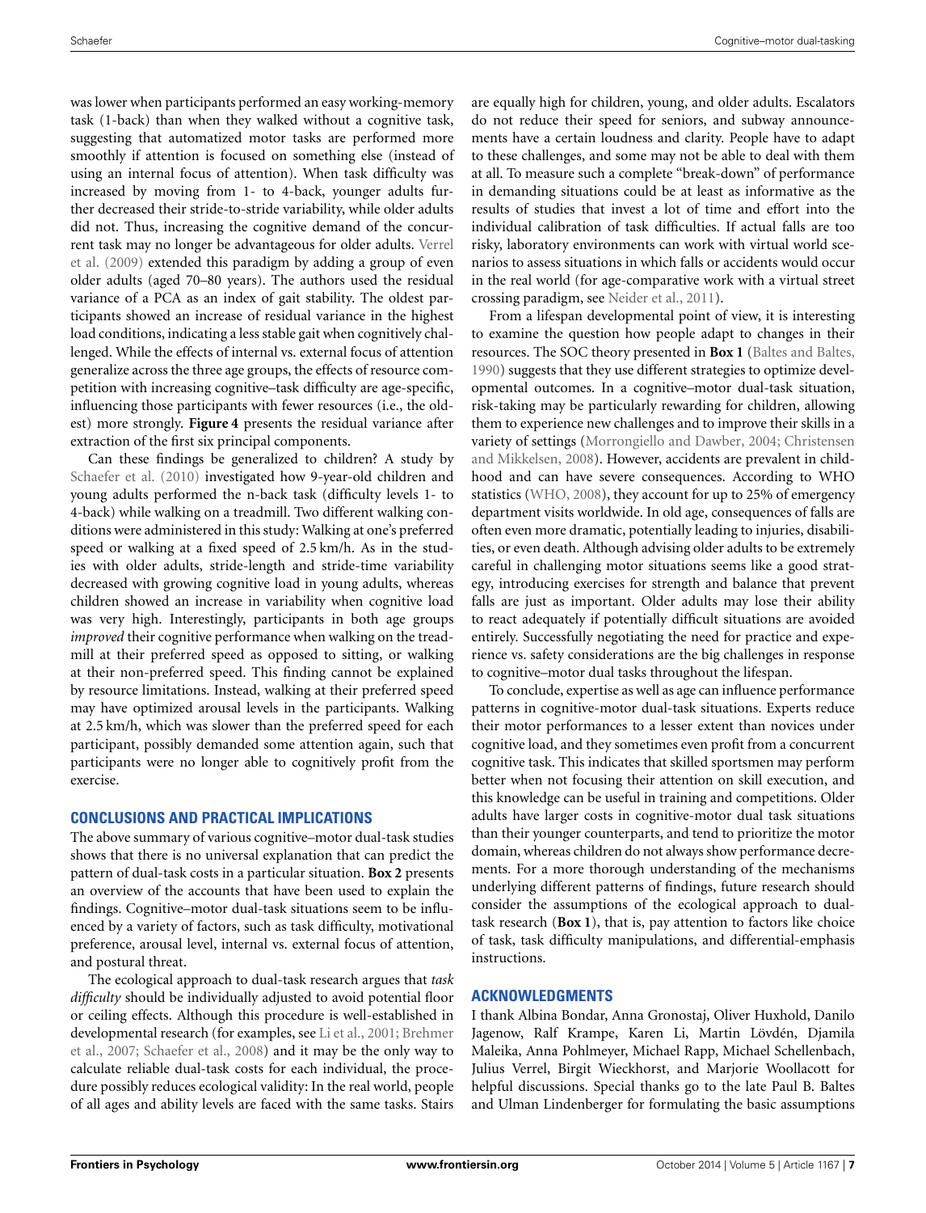was lower when participants performed an easy working-memory task (1-back) than when they walked without a cognitive task, suggesting that automatized motor tasks are performed more smoothly if attention is focused on something else (instead of using an internal focus of attention). When task difficulty was increased by moving from 1- to 4-back, younger adults further decreased their stride-to-stride variability, while older adults did not. Thus, increasing the cognitive demand of the concurrent task may no longer be advantageous for older adults. Verrel et al. (2009) extended this paradigm by adding a group of even older adults (aged 70–80 years). The authors used the residual variance of a PCA as an index of gait stability. The oldest participants showed an increase of residual variance in the highest load conditions, indicating a less stable gait when cognitively challenged. While the effects of internal vs. external focus of attention generalize across the three age groups, the effects of resource competition with increasing cognitive–task difficulty are age-specific, influencing those participants with fewer resources (i.e., the oldest) more strongly. **Figure 4** presents the residual variance after extraction of the first six principal components.

Can these findings be generalized to children? A study by Schaefer et al. (2010) investigated how 9-year-old children and young adults performed the n-back task (difficulty levels 1- to 4-back) while walking on a treadmill. Two different walking conditions were administered in this study: Walking at one's preferred speed or walking at a fixed speed of 2.5 km/h. As in the studies with older adults, stride-length and stride-time variability decreased with growing cognitive load in young adults, whereas children showed an increase in variability when cognitive load was very high. Interestingly, participants in both age groups *improved* their cognitive performance when walking on the treadmill at their preferred speed as opposed to sitting, or walking at their non-preferred speed. This finding cannot be explained by resource limitations. Instead, walking at their preferred speed may have optimized arousal levels in the participants. Walking at 2.5 km/h, which was slower than the preferred speed for each participant, possibly demanded some attention again, such that participants were no longer able to cognitively profit from the exercise.

## CONCLUSIONS AND PRACTICAL IMPLICATIONS

The above summary of various cognitive–motor dual-task studies shows that there is no universal explanation that can predict the pattern of dual-task costs in a particular situation. **Box 2** presents an overview of the accounts that have been used to explain the findings. Cognitive–motor dual-task situations seem to be influenced by a variety of factors, such as task difficulty, motivational preference, arousal level, internal vs. external focus of attention, and postural threat.

The ecological approach to dual-task research argues that *task difficulty* should be individually adjusted to avoid potential floor or ceiling effects. Although this procedure is well-established in developmental research (for examples, see Li et al., 2001; Brehmer et al., 2007; Schaefer et al., 2008) and it may be the only way to calculate reliable dual-task costs for each individual, the procedure possibly reduces ecological validity: In the real world, people of all ages and ability levels are faced with the same tasks. Stairs are equally high for children, young, and older adults. Escalators do not reduce their speed for seniors, and subway announcements have a certain loudness and clarity. People have to adapt to these challenges, and some may not be able to deal with them at all. To measure such a complete "break-down" of performance in demanding situations could be at least as informative as the results of studies that invest a lot of time and effort into the individual calibration of task difficulties. If actual falls are too risky, laboratory environments can work with virtual world scenarios to assess situations in which falls or accidents would occur in the real world (for age-comparative work with a virtual street crossing paradigm, see Neider et al., 2011).

From a lifespan developmental point of view, it is interesting to examine the question how people adapt to changes in their resources. The SOC theory presented in **Box 1** (Baltes and Baltes, 1990) suggests that they use different strategies to optimize developmental outcomes. In a cognitive–motor dual-task situation, risk-taking may be particularly rewarding for children, allowing them to experience new challenges and to improve their skills in a variety of settings (Morrongiello and Dawber, 2004; Christensen and Mikkelsen, 2008). However, accidents are prevalent in childhood and can have severe consequences. According to WHO statistics (WHO, 2008), they account for up to 25% of emergency department visits worldwide. In old age, consequences of falls are often even more dramatic, potentially leading to injuries, disabilities, or even death. Although advising older adults to be extremely careful in challenging motor situations seems like a good strategy, introducing exercises for strength and balance that prevent falls are just as important. Older adults may lose their ability to react adequately if potentially difficult situations are avoided entirely. Successfully negotiating the need for practice and experience vs. safety considerations are the big challenges in response to cognitive–motor dual tasks throughout the lifespan.

To conclude, expertise as well as age can influence performance patterns in cognitive-motor dual-task situations. Experts reduce their motor performances to a lesser extent than novices under cognitive load, and they sometimes even profit from a concurrent cognitive task. This indicates that skilled sportsmen may perform better when not focusing their attention on skill execution, and this knowledge can be useful in training and competitions. Older adults have larger costs in cognitive-motor dual task situations than their younger counterparts, and tend to prioritize the motor domain, whereas children do not always show performance decrements. For a more thorough understanding of the mechanisms underlying different patterns of findings, future research should consider the assumptions of the ecological approach to dual-task research (**Box 1**), that is, pay attention to factors like choice of task, task difficulty manipulations, and differential-emphasis instructions.

## ACKNOWLEDGMENTS

I thank Albina Bondar, Anna Gronostaj, Oliver Huxhold, Danilo Jagenow, Ralf Krampe, Karen Li, Martin Lövdén, Djamila Maleika, Anna Pohlmeyer, Michael Rapp, Michael Schellenbach, Julius Verrel, Birgit Wieckhorst, and Marjorie Woollacott for helpful discussions. Special thanks go to the late Paul B. Baltes and Ulman Lindenberger for formulating the basic assumptions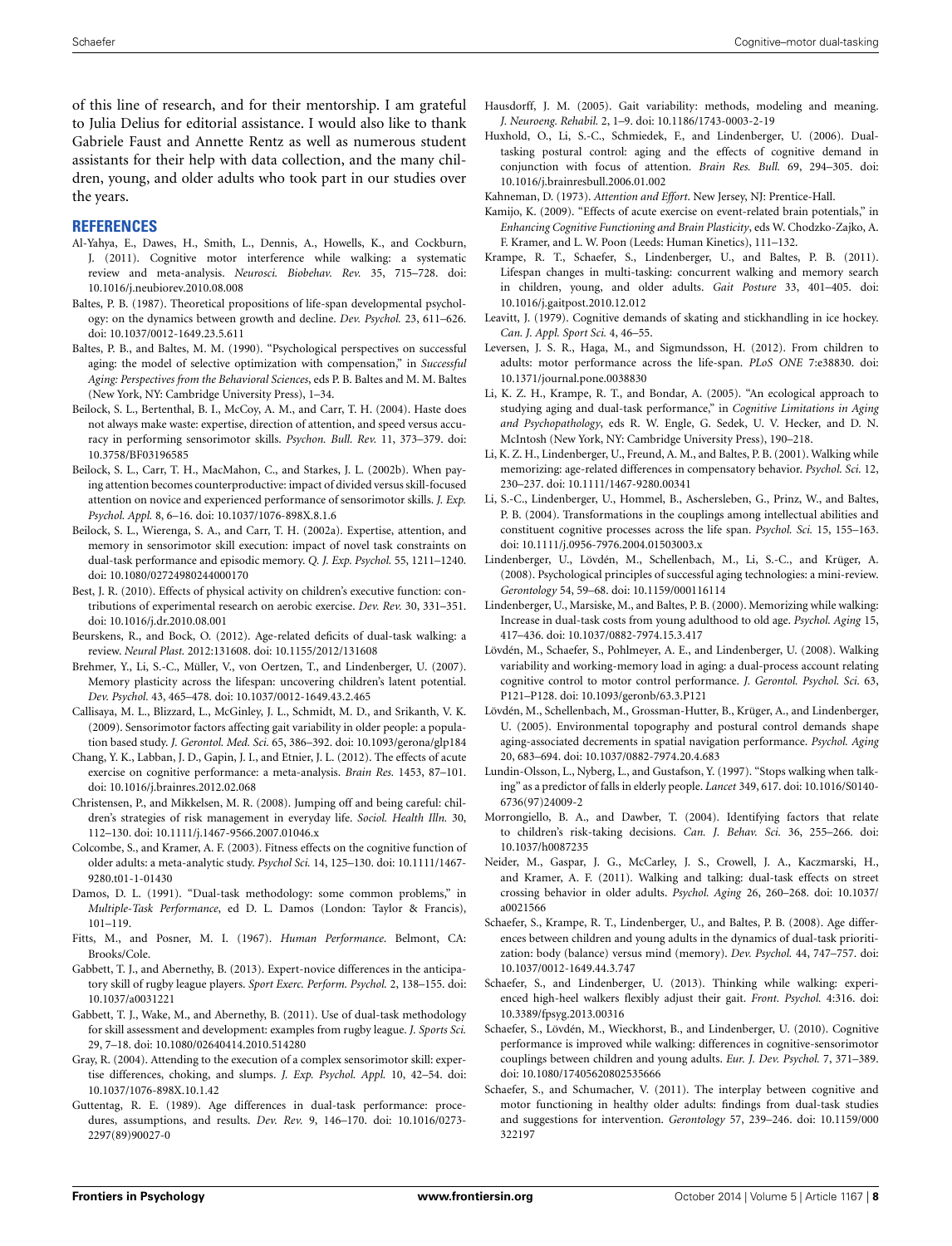of this line of research, and for their mentorship. I am grateful to Julia Delius for editorial assistance. I would also like to thank Gabriele Faust and Annette Rentz as well as numerous student assistants for their help with data collection, and the many children, young, and older adults who took part in our studies over the years.

## REFERENCES

Al-Yahya, E., Dawes, H., Smith, L., Dennis, A., Howells, K., and Cockburn, J. (2011). Cognitive motor interference while walking: a systematic review and meta-analysis. *Neurosci. Biobehav. Rev.* 35, 715–728. doi: 10.1016/j.neubiorev.2010.08.008

Baltes, P. B. (1987). Theoretical propositions of life-span developmental psychology: on the dynamics between growth and decline. *Dev. Psychol.* 23, 611–626. doi: 10.1037/0012-1649.23.5.611

Baltes, P. B., and Baltes, M. M. (1990). "Psychological perspectives on successful aging: the model of selective optimization with compensation," in *Successful Aging: Perspectives from the Behavioral Sciences*, eds P. B. Baltes and M. M. Baltes (New York, NY: Cambridge University Press), 1–34.

Beilock, S. L., Bertenthal, B. I., McCoy, A. M., and Carr, T. H. (2004). Haste does not always make waste: expertise, direction of attention, and speed versus accuracy in performing sensorimotor skills. *Psychon. Bull. Rev.* 11, 373–379. doi: 10.3758/BF03196585

Beilock, S. L., Carr, T. H., MacMahon, C., and Starkes, J. L. (2002b). When paying attention becomes counterproductive: impact of divided versus skill-focused attention on novice and experienced performance of sensorimotor skills. *J. Exp. Psychol. Appl.* 8, 6–16. doi: 10.1037/1076-898X.8.1.6

Beilock, S. L., Wierenga, S. A., and Carr, T. H. (2002a). Expertise, attention, and memory in sensorimotor skill execution: impact of novel task constraints on dual-task performance and episodic memory. *Q. J. Exp. Psychol.* 55, 1211–1240. doi: 10.1080/02724980244000170

Best, J. R. (2010). Effects of physical activity on children's executive function: contributions of experimental research on aerobic exercise. *Dev. Rev.* 30, 331–351. doi: 10.1016/j.dr.2010.08.001

Beurskens, R., and Bock, O. (2012). Age-related deficits of dual-task walking: a review. *Neural Plast.* 2012:131608. doi: 10.1155/2012/131608

Brehmer, Y., Li, S.-C., Müller, V., von Oertzen, T., and Lindenberger, U. (2007). Memory plasticity across the lifespan: uncovering children's latent potential. *Dev. Psychol.* 43, 465–478. doi: 10.1037/0012-1649.43.2.465

Callisaya, M. L., Blizzard, L., McGinley, J. L., Schmidt, M. D., and Srikanth, V. K. (2009). Sensorimotor factors affecting gait variability in older people: a population based study. *J. Gerontol. Med. Sci.* 65, 386–392. doi: 10.1093/gerona/glp184

Chang, Y. K., Labban, J. D., Gapin, J. I., and Etnier, J. L. (2012). The effects of acute exercise on cognitive performance: a meta-analysis. *Brain Res.* 1453, 87–101. doi: 10.1016/j.brainres.2012.02.068

Christensen, P., and Mikkelsen, M. R. (2008). Jumping off and being careful: children's strategies of risk management in everyday life. *Sociol. Health Illn.* 30, 112–130. doi: 10.1111/j.1467-9566.2007.01046.x

Colcombe, S., and Kramer, A. F. (2003). Fitness effects on the cognitive function of older adults: a meta-analytic study. *Psychol Sci.* 14, 125–130. doi: 10.1111/1467-9280.t01-1-01430

Damos, D. L. (1991). "Dual-task methodology: some common problems," in *Multiple-Task Performance*, ed D. L. Damos (London: Taylor & Francis), 101–119.

Fitts, M., and Posner, M. I. (1967). *Human Performance*. Belmont, CA: Brooks/Cole.

Gabbett, T. J., and Abernethy, B. (2013). Expert-novice differences in the anticipatory skill of rugby league players. *Sport Exerc. Perform. Psychol.* 2, 138–155. doi: 10.1037/a0031221

Gabbett, T. J., Wake, M., and Abernethy, B. (2011). Use of dual-task methodology for skill assessment and development: examples from rugby league. *J. Sports Sci.* 29, 7–18. doi: 10.1080/02640414.2010.514280

Gray, R. (2004). Attending to the execution of a complex sensorimotor skill: expertise differences, choking, and slumps. *J. Exp. Psychol. Appl.* 10, 42–54. doi: 10.1037/1076-898X.10.1.42

Guttentag, R. E. (1989). Age differences in dual-task performance: procedures, assumptions, and results. *Dev. Rev.* 9, 146–170. doi: 10.1016/0273-2297(89)90027-0

Hausdorff, J. M. (2005). Gait variability: methods, modeling and meaning. *J. Neuroeng. Rehabil.* 2, 1–9. doi: 10.1186/1743-0003-2-19

Huxhold, O., Li, S.-C., Schmiedek, F., and Lindenberger, U. (2006). Dual-tasking postural control: aging and the effects of cognitive demand in conjunction with focus of attention. *Brain Res. Bull.* 69, 294–305. doi: 10.1016/j.brainresbull.2006.01.002

Kahneman, D. (1973). *Attention and Effort*. New Jersey, NJ: Prentice-Hall.

Kamijo, K. (2009). "Effects of acute exercise on event-related brain potentials," in *Enhancing Cognitive Functioning and Brain Plasticity*, eds W. Chodzko-Zajko, A. F. Kramer, and L. W. Poon (Leeds: Human Kinetics), 111–132.

Krampe, R. T., Schaefer, S., Lindenberger, U., and Baltes, P. B. (2011). Lifespan changes in multi-tasking: concurrent walking and memory search in children, young, and older adults. *Gait Posture* 33, 401–405. doi: 10.1016/j.gaitpost.2010.12.012

Leavitt, J. (1979). Cognitive demands of skating and stickhandling in ice hockey. *Can. J. Appl. Sport Sci.* 4, 46–55.

Leversen, J. S. R., Haga, M., and Sigmundsson, H. (2012). From children to adults: motor performance across the life-span. *PLoS ONE* 7:e38830. doi: 10.1371/journal.pone.0038830

Li, K. Z. H., Krampe, R. T., and Bondar, A. (2005). "An ecological approach to studying aging and dual-task performance," in *Cognitive Limitations in Aging and Psychopathology*, eds R. W. Engle, G. Sedek, U. V. Hecker, and D. N. McIntosh (New York, NY: Cambridge University Press), 190–218.

Li, K. Z. H., Lindenberger, U., Freund, A. M., and Baltes, P. B. (2001). Walking while memorizing: age-related differences in compensatory behavior. *Psychol. Sci.* 12, 230–237. doi: 10.1111/1467-9280.00341

Li, S.-C., Lindenberger, U., Hommel, B., Aschersleben, G., Prinz, W., and Baltes, P. B. (2004). Transformations in the couplings among intellectual abilities and constituent cognitive processes across the life span. *Psychol. Sci.* 15, 155–163. doi: 10.1111/j.0956-7976.2004.01503003.x

Lindenberger, U., Lövdén, M., Schellenbach, M., Li, S.-C., and Krüger, A. (2008). Psychological principles of successful aging technologies: a mini-review. *Gerontology* 54, 59–68. doi: 10.1159/000116114

Lindenberger, U., Marsiske, M., and Baltes, P. B. (2000). Memorizing while walking: Increase in dual-task costs from young adulthood to old age. *Psychol. Aging* 15, 417–436. doi: 10.1037/0882-7974.15.3.417

Lövdén, M., Schaefer, S., Pohlmeyer, A. E., and Lindenberger, U. (2008). Walking variability and working-memory load in aging: a dual-process account relating cognitive control to motor control performance. *J. Gerontol. Psychol. Sci.* 63, P121–P128. doi: 10.1093/geronb/63.3.P121

Lövdén, M., Schellenbach, M., Grossman-Hutter, B., Krüger, A., and Lindenberger, U. (2005). Environmental topography and postural control demands shape aging-associated decrements in spatial navigation performance. *Psychol. Aging* 20, 683–694. doi: 10.1037/0882-7974.20.4.683

Lundin-Olsson, L., Nyberg, L., and Gustafson, Y. (1997). "Stops walking when talking" as a predictor of falls in elderly people. *Lancet* 349, 617. doi: 10.1016/S0140-6736(97)24009-2

Morrongiello, B. A., and Dawber, T. (2004). Identifying factors that relate to children's risk-taking decisions. *Can. J. Behav. Sci.* 36, 255–266. doi: 10.1037/h0087235

Neider, M., Gaspar, J. G., McCarley, J. S., Crowell, J. A., Kaczmarski, H., and Kramer, A. F. (2011). Walking and talking: dual-task effects on street crossing behavior in older adults. *Psychol. Aging* 26, 260–268. doi: 10.1037/a0021566

Schaefer, S., Krampe, R. T., Lindenberger, U., and Baltes, P. B. (2008). Age differences between children and young adults in the dynamics of dual-task prioritization: body (balance) versus mind (memory). *Dev. Psychol.* 44, 747–757. doi: 10.1037/0012-1649.44.3.747

Schaefer, S., and Lindenberger, U. (2013). Thinking while walking: experienced high-heel walkers flexibly adjust their gait. *Front. Psychol.* 4:316. doi: 10.3389/fpsyg.2013.00316

Schaefer, S., Lövdén, M., Wieckhorst, B., and Lindenberger, U. (2010). Cognitive performance is improved while walking: differences in cognitive-sensorimotor couplings between children and young adults. *Eur. J. Dev. Psychol.* 7, 371–389. doi: 10.1080/17405620802535666

Schaefer, S., and Schumacher, V. (2011). The interplay between cognitive and motor functioning in healthy older adults: findings from dual-task studies and suggestions for intervention. *Gerontology* 57, 239–246. doi: 10.1159/000322197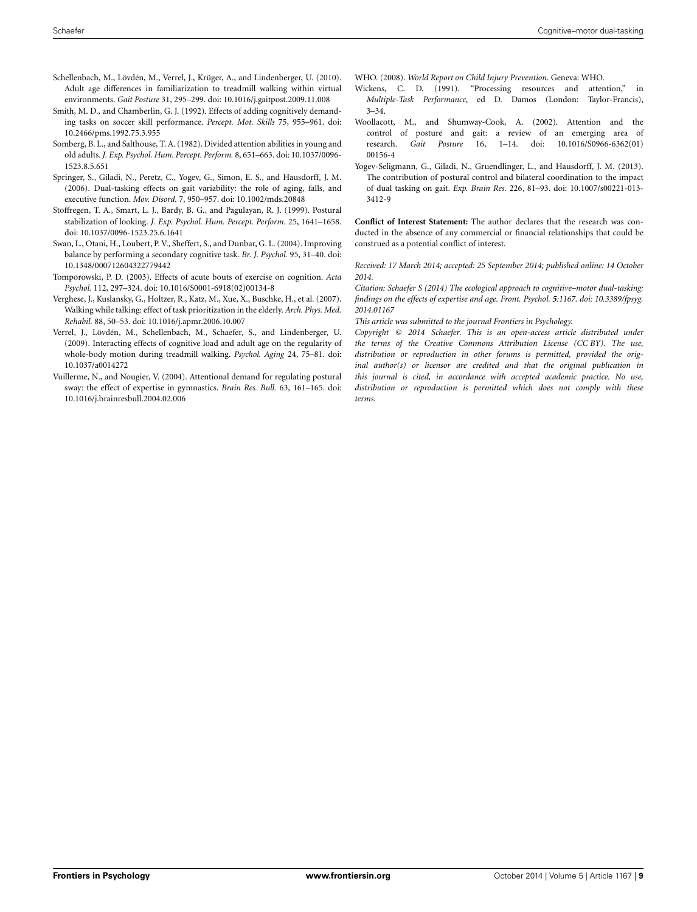Schellenbach, M., Lövdén, M., Verrel, J., Krüger, A., and Lindenberger, U. (2010). Adult age differences in familiarization to treadmill walking within virtual environments. *Gait Posture* 31, 295–299. doi: 10.1016/j.gaitpost.2009.11.008

Smith, M. D., and Chamberlin, G. J. (1992). Effects of adding cognitively demanding tasks on soccer skill performance. *Percept. Mot. Skills* 75, 955–961. doi: 10.2466/pms.1992.75.3.955

Somberg, B. L., and Salthouse, T. A. (1982). Divided attention abilities in young and old adults. *J. Exp. Psychol. Hum. Percept. Perform.* 8, 651–663. doi: 10.1037/0096-1523.8.5.651

Springer, S., Giladi, N., Peretz, C., Yogev, G., Simon, E. S., and Hausdorff, J. M. (2006). Dual-tasking effects on gait variability: the role of aging, falls, and executive function. *Mov. Disord.* 7, 950–957. doi: 10.1002/mds.20848

Stoffregen, T. A., Smart, L. J., Bardy, B. G., and Pagulayan, R. J. (1999). Postural stabilization of looking. *J. Exp. Psychol. Hum. Percept. Perform.* 25, 1641–1658. doi: 10.1037/0096-1523.25.6.1641

Swan, L., Otani, H., Loubert, P. V., Sheffert, S., and Dunbar, G. L. (2004). Improving balance by performing a secondary cognitive task. *Br. J. Psychol.* 95, 31–40. doi: 10.1348/000712604322779442

Tomporowski, P. D. (2003). Effects of acute bouts of exercise on cognition. *Acta Psychol.* 112, 297–324. doi: 10.1016/S0001-6918(02)00134-8

Verghese, J., Kuslansky, G., Holtzer, R., Katz, M., Xue, X., Buschke, H., et al. (2007). Walking while talking: effect of task prioritization in the elderly. *Arch. Phys. Med. Rehabil.* 88, 50–53. doi: 10.1016/j.apmr.2006.10.007

Verrel, J., Lövdén, M., Schellenbach, M., Schaefer, S., and Lindenberger, U. (2009). Interacting effects of cognitive load and adult age on the regularity of whole-body motion during treadmill walking. *Psychol. Aging* 24, 75–81. doi: 10.1037/a0014272

Vuillerme, N., and Nougier, V. (2004). Attentional demand for regulating postural sway: the effect of expertise in gymnastics. *Brain Res. Bull.* 63, 161–165. doi: 10.1016/j.brainresbull.2004.02.006

WHO. (2008). *World Report on Child Injury Prevention*. Geneva: WHO.

Wickens, C. D. (1991). "Processing resources and attention," in *Multiple-Task Performance*, ed D. Damos (London: Taylor-Francis), 3–34.

Woollacott, M., and Shumway-Cook, A. (2002). Attention and the control of posture and gait: a review of an emerging area of research. *Gait Posture* 16, 1–14. doi: 10.1016/S0966-6362(01)00156-4

Yogev-Seligmann, G., Giladi, N., Gruendlinger, L., and Hausdorff, J. M. (2013). The contribution of postural control and bilateral coordination to the impact of dual tasking on gait. *Exp. Brain Res.* 226, 81–93. doi: 10.1007/s00221-013-3412-9

**Conflict of Interest Statement:** The author declares that the research was conducted in the absence of any commercial or financial relationships that could be construed as a potential conflict of interest.

*Received: 17 March 2014; accepted: 25 September 2014; published online: 14 October 2014.*

*Citation: Schaefer S (2014) The ecological approach to cognitive–motor dual-tasking: findings on the effects of expertise and age. Front. Psychol. **5**:1167. doi: 10.3389/fpsyg.2014.01167*

*This article was submitted to the journal Frontiers in Psychology.*

*Copyright © 2014 Schaefer. This is an open-access article distributed under the terms of the Creative Commons Attribution License (CC BY). The use, distribution or reproduction in other forums is permitted, provided the original author(s) or licensor are credited and that the original publication in this journal is cited, in accordance with accepted academic practice. No use, distribution or reproduction is permitted which does not comply with these terms.*